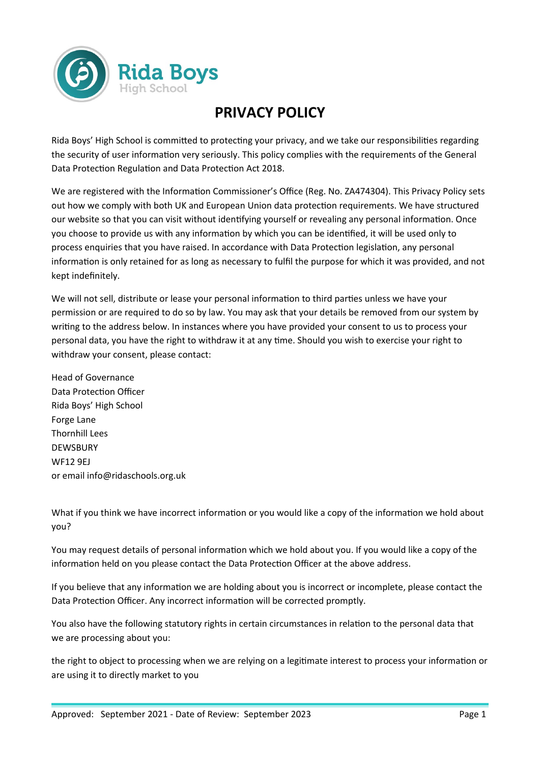Rida Boys
High School

# PRIVACY POLICY

Rida Boys' High School is committed to protecting your privacy, and we take our responsibilities regarding the security of user information very seriously. This policy complies with the requirements of the General Data Protection Regulation and Data Protection Act 2018.

We are registered with the Information Commissioner's Office (Reg. No. ZA474304). This Privacy Policy sets out how we comply with both UK and European Union data protection requirements. We have structured our website so that you can visit without identifying yourself or revealing any personal information. Once you choose to provide us with any information by which you can be identified, it will be used only to process enquiries that you have raised. In accordance with Data Protection legislation, any personal information is only retained for as long as necessary to fulfil the purpose for which it was provided, and not kept indefinitely.

We will not sell, distribute or lease your personal information to third parties unless we have your permission or are required to do so by law. You may ask that your details be removed from our system by writing to the address below. In instances where you have provided your consent to us to process your personal data, you have the right to withdraw it at any time. Should you wish to exercise your right to withdraw your consent, please contact:

Head of Governance  
Data Protection Officer  
Rida Boys' High School  
Forge Lane  
Thornhill Lees  
DEWSBURY  
WF12 9EJ  
or email info@ridaschools.org.uk

What if you think we have incorrect information or you would like a copy of the information we hold about you?

You may request details of personal information which we hold about you. If you would like a copy of the information held on you please contact the Data Protection Officer at the above address.

If you believe that any information we are holding about you is incorrect or incomplete, please contact the Data Protection Officer. Any incorrect information will be corrected promptly.

You also have the following statutory rights in certain circumstances in relation to the personal data that we are processing about you:

the right to object to processing when we are relying on a legitimate interest to process your information or are using it to directly market to you

Approved: September 2021 - Date of Review: September 2023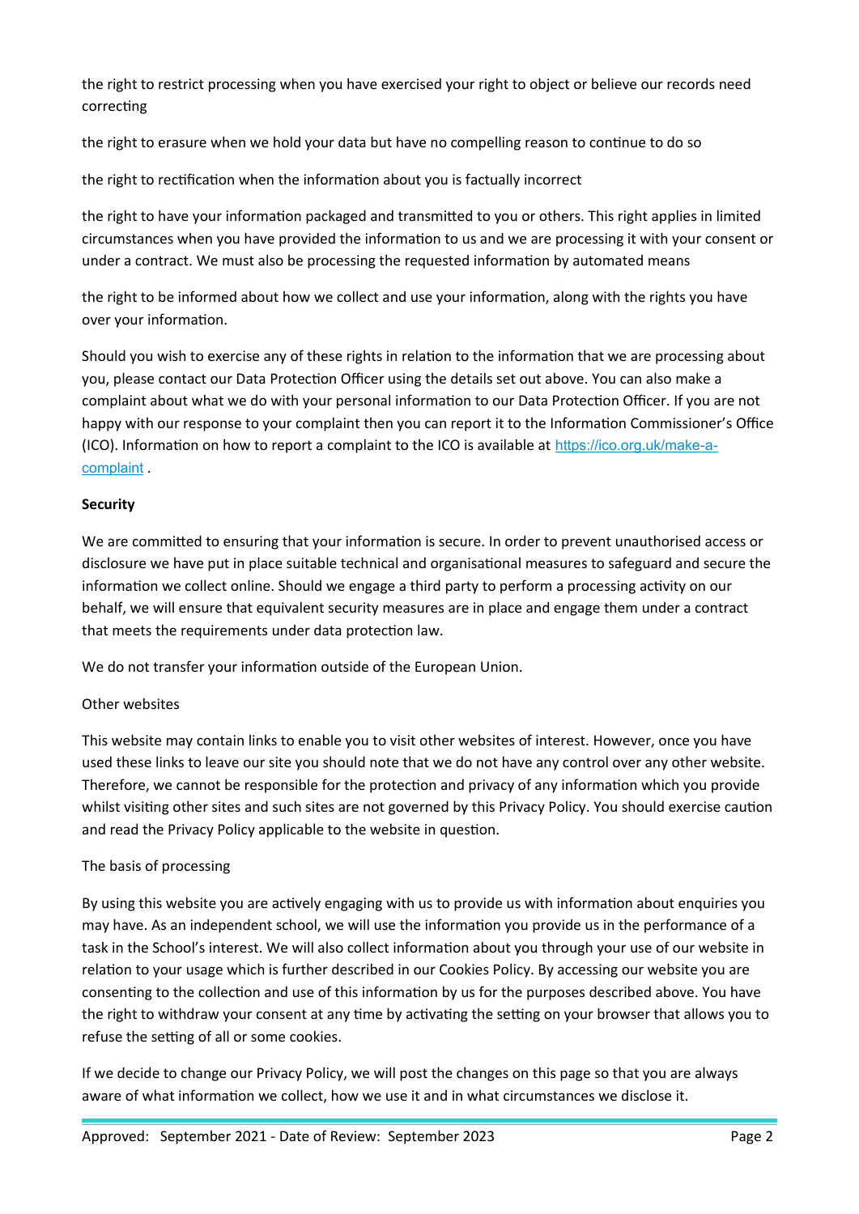the right to restrict processing when you have exercised your right to object or believe our records need correcting

the right to erasure when we hold your data but have no compelling reason to continue to do so

the right to rectification when the information about you is factually incorrect

the right to have your information packaged and transmitted to you or others. This right applies in limited circumstances when you have provided the information to us and we are processing it with your consent or under a contract. We must also be processing the requested information by automated means

the right to be informed about how we collect and use your information, along with the rights you have over your information.

Should you wish to exercise any of these rights in relation to the information that we are processing about you, please contact our Data Protection Officer using the details set out above. You can also make a complaint about what we do with your personal information to our Data Protection Officer. If you are not happy with our response to your complaint then you can report it to the Information Commissioner's Office (ICO). Information on how to report a complaint to the ICO is available at [https://ico.org.uk/make-a-complaint](https://ico.org.uk/make-a-complaint) .

**Security**

We are committed to ensuring that your information is secure. In order to prevent unauthorised access or disclosure we have put in place suitable technical and organisational measures to safeguard and secure the information we collect online. Should we engage a third party to perform a processing activity on our behalf, we will ensure that equivalent security measures are in place and engage them under a contract that meets the requirements under data protection law.

We do not transfer your information outside of the European Union.

Other websites

This website may contain links to enable you to visit other websites of interest. However, once you have used these links to leave our site you should note that we do not have any control over any other website. Therefore, we cannot be responsible for the protection and privacy of any information which you provide whilst visiting other sites and such sites are not governed by this Privacy Policy. You should exercise caution and read the Privacy Policy applicable to the website in question.

The basis of processing

By using this website you are actively engaging with us to provide us with information about enquiries you may have. As an independent school, we will use the information you provide us in the performance of a task in the School's interest. We will also collect information about you through your use of our website in relation to your usage which is further described in our Cookies Policy. By accessing our website you are consenting to the collection and use of this information by us for the purposes described above. You have the right to withdraw your consent at any time by activating the setting on your browser that allows you to refuse the setting of all or some cookies.

If we decide to change our Privacy Policy, we will post the changes on this page so that you are always aware of what information we collect, how we use it and in what circumstances we disclose it.